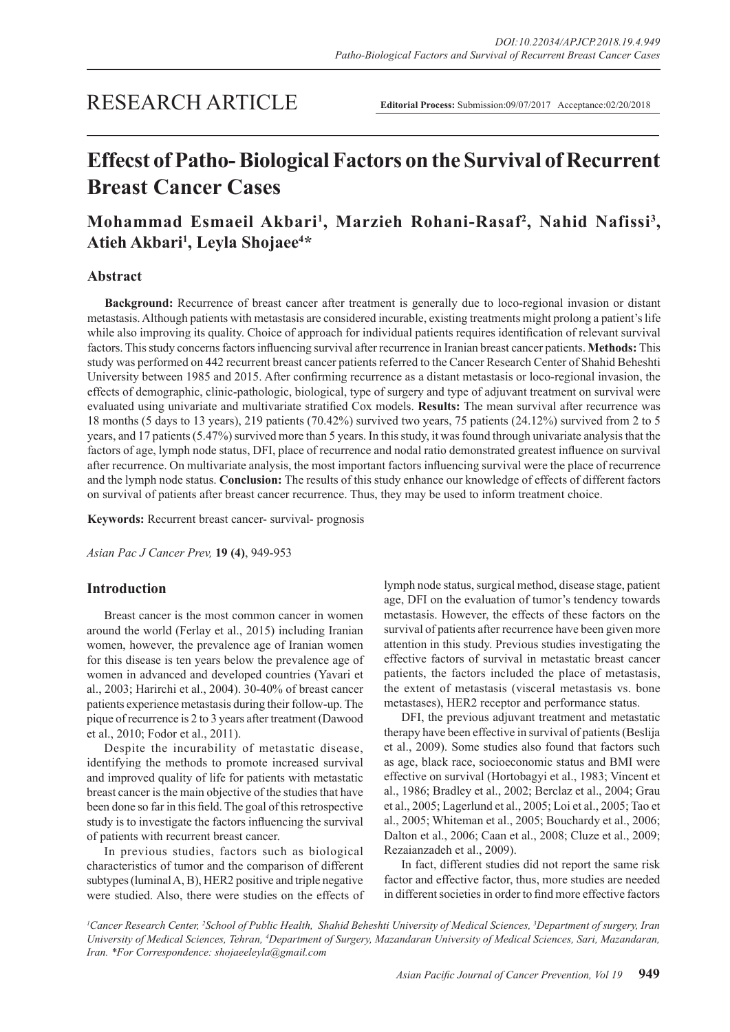RESEARCH ARTICLE

**Editorial Process:** Submission:09/07/2017 Acceptance:02/20/2018

# Effecst of Patho- Biological Factors on the Survival of Recurrent Breast Cancer Cases

**Mohammad Esmaeil Akbari[1], Marzieh Rohani-Rasaf[2], Nahid Nafissi[3], Atieh Akbari[1], Leyla Shojaee[4]***

## Abstract

**Background:** Recurrence of breast cancer after treatment is generally due to loco-regional invasion or distant metastasis. Although patients with metastasis are considered incurable, existing treatments might prolong a patient's life while also improving its quality. Choice of approach for individual patients requires identification of relevant survival factors. This study concerns factors influencing survival after recurrence in Iranian breast cancer patients. **Methods:** This study was performed on 442 recurrent breast cancer patients referred to the Cancer Research Center of Shahid Beheshti University between 1985 and 2015. After confirming recurrence as a distant metastasis or loco-regional invasion, the effects of demographic, clinic-pathologic, biological, type of surgery and type of adjuvant treatment on survival were evaluated using univariate and multivariate stratified Cox models. **Results:** The mean survival after recurrence was 18 months (5 days to 13 years), 219 patients (70.42%) survived two years, 75 patients (24.12%) survived from 2 to 5 years, and 17 patients (5.47%) survived more than 5 years. In this study, it was found through univariate analysis that the factors of age, lymph node status, DFI, place of recurrence and nodal ratio demonstrated greatest influence on survival after recurrence. On multivariate analysis, the most important factors influencing survival were the place of recurrence and the lymph node status. **Conclusion:** The results of this study enhance our knowledge of effects of different factors on survival of patients after breast cancer recurrence. Thus, they may be used to inform treatment choice.

**Keywords:** Recurrent breast cancer- survival- prognosis

*Asian Pac J Cancer Prev,* **19 (4)**, 949-953

## Introduction

Breast cancer is the most common cancer in women around the world (Ferlay et al., 2015) including Iranian women, however, the prevalence age of Iranian women for this disease is ten years below the prevalence age of women in advanced and developed countries (Yavari et al., 2003; Harirchi et al., 2004). 30-40% of breast cancer patients experience metastasis during their follow-up. The pique of recurrence is 2 to 3 years after treatment (Dawood et al., 2010; Fodor et al., 2011).

Despite the incurability of metastatic disease, identifying the methods to promote increased survival and improved quality of life for patients with metastatic breast cancer is the main objective of the studies that have been done so far in this field. The goal of this retrospective study is to investigate the factors influencing the survival of patients with recurrent breast cancer.

In previous studies, factors such as biological characteristics of tumor and the comparison of different subtypes (luminal A, B), HER2 positive and triple negative were studied. Also, there were studies on the effects of lymph node status, surgical method, disease stage, patient age, DFI on the evaluation of tumor's tendency towards metastasis. However, the effects of these factors on the survival of patients after recurrence have been given more attention in this study. Previous studies investigating the effective factors of survival in metastatic breast cancer patients, the factors included the place of metastasis, the extent of metastasis (visceral metastasis vs. bone metastases), HER2 receptor and performance status.

DFI, the previous adjuvant treatment and metastatic therapy have been effective in survival of patients (Beslija et al., 2009). Some studies also found that factors such as age, black race, socioeconomic status and BMI were effective on survival (Hortobagyi et al., 1983; Vincent et al., 1986; Bradley et al., 2002; Berclaz et al., 2004; Grau et al., 2005; Lagerlund et al., 2005; Loi et al., 2005; Tao et al., 2005; Whiteman et al., 2005; Bouchardy et al., 2006; Dalton et al., 2006; Caan et al., 2008; Cluze et al., 2009; Rezaianzadeh et al., 2009).

In fact, different studies did not report the same risk factor and effective factor, thus, more studies are needed in different societies in order to find more effective factors

*[1]Cancer Research Center, [2]School of Public Health, Shahid Beheshti University of Medical Sciences, [3]Department of surgery, Iran University of Medical Sciences, Tehran, [4]Department of Surgery, Mazandaran University of Medical Sciences, Sari, Mazandaran, Iran. *For Correspondence: shojaeeleyla@gmail.com*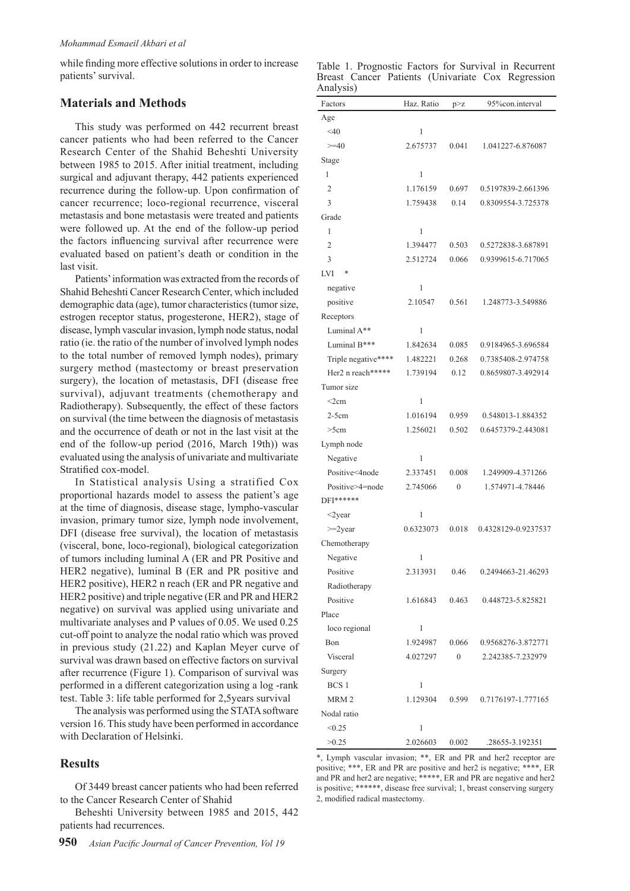while finding more effective solutions in order to increase patients' survival.

## Materials and Methods

This study was performed on 442 recurrent breast cancer patients who had been referred to the Cancer Research Center of the Shahid Beheshti University between 1985 to 2015. After initial treatment, including surgical and adjuvant therapy, 442 patients experienced recurrence during the follow-up. Upon confirmation of cancer recurrence; loco-regional recurrence, visceral metastasis and bone metastasis were treated and patients were followed up. At the end of the follow-up period the factors influencing survival after recurrence were evaluated based on patient's death or condition in the last visit.

Patients' information was extracted from the records of Shahid Beheshti Cancer Research Center, which included demographic data (age), tumor characteristics (tumor size, estrogen receptor status, progesterone, HER2), stage of disease, lymph vascular invasion, lymph node status, nodal ratio (ie. the ratio of the number of involved lymph nodes to the total number of removed lymph nodes), primary surgery method (mastectomy or breast preservation surgery), the location of metastasis, DFI (disease free survival), adjuvant treatments (chemotherapy and Radiotherapy). Subsequently, the effect of these factors on survival (the time between the diagnosis of metastasis and the occurrence of death or not in the last visit at the end of the follow-up period (2016, March 19th)) was evaluated using the analysis of univariate and multivariate Stratified cox-model.

In Statistical analysis Using a stratified Cox proportional hazards model to assess the patient's age at the time of diagnosis, disease stage, lympho-vascular invasion, primary tumor size, lymph node involvement, DFI (disease free survival), the location of metastasis (visceral, bone, loco-regional), biological categorization of tumors including luminal A (ER and PR Positive and HER2 negative), luminal B (ER and PR positive and HER2 positive), HER2 n reach (ER and PR negative and HER2 positive) and triple negative (ER and PR and HER2 negative) on survival was applied using univariate and multivariate analyses and P values of 0.05. We used 0.25 cut-off point to analyze the nodal ratio which was proved in previous study (21.22) and Kaplan Meyer curve of survival was drawn based on effective factors on survival after recurrence (Figure 1). Comparison of survival was performed in a different categorization using a log -rank test. Table 3: life table performed for 2,5years survival

The analysis was performed using the STATA software version 16. This study have been performed in accordance with Declaration of Helsinki.

## Results

Of 3449 breast cancer patients who had been referred to the Cancer Research Center of Shahid

Beheshti University between 1985 and 2015, 442 patients had recurrences.

Table 1. Prognostic Factors for Survival in Recurrent Breast Cancer Patients (Univariate Cox Regression Analysis)

| Factors | Haz. Ratio | p>z | 95%con.interval |
|---|---|---|---|
| Age | | | |
| <40 | 1 | | |
| >=40 | 2.675737 | 0.041 | 1.041227-6.876087 |
| Stage | | | |
| 1 | 1 | | |
| 2 | 1.176159 | 0.697 | 0.5197839-2.661396 |
| 3 | 1.759438 | 0.14 | 0.8309554-3.725378 |
| Grade | | | |
| 1 | 1 | | |
| 2 | 1.394477 | 0.503 | 0.5272838-3.687891 |
| 3 | 2.512724 | 0.066 | 0.9399615-6.717065 |
| LVI * | | | |
| negative | 1 | | |
| positive | 2.10547 | 0.561 | 1.248773-3.549886 |
| Receptors | | | |
| Luminal A** | 1 | | |
| Luminal B*** | 1.842634 | 0.085 | 0.9184965-3.696584 |
| Triple negative**** | 1.482221 | 0.268 | 0.7385408-2.974758 |
| Her2 n reach***** | 1.739194 | 0.12 | 0.8659807-3.492914 |
| Tumor size | | | |
| <2cm | 1 | | |
| 2-5cm | 1.016194 | 0.959 | 0.548013-1.884352 |
| >5cm | 1.256021 | 0.502 | 0.6457379-2.443081 |
| Lymph node | | | |
| Negative | 1 | | |
| Positive<4node | 2.337451 | 0.008 | 1.249909-4.371266 |
| Positive>4=node | 2.745066 | 0 | 1.574971-4.78446 |
| DFI****** | | | |
| <2year | 1 | | |
| >=2year | 0.6323073 | 0.018 | 0.4328129-0.9237537 |
| Chemotherapy | | | |
| Negative | 1 | | |
| Positive | 2.313931 | 0.46 | 0.2494663-21.46293 |
| Radiotherapy | | | |
| Positive | 1.616843 | 0.463 | 0.448723-5.825821 |
| Place | | | |
| loco regional | 1 | | |
| Bon | 1.924987 | 0.066 | 0.9568276-3.872771 |
| Visceral | 4.027297 | 0 | 2.242385-7.232979 |
| Surgery | | | |
| BCS 1 | 1 | | |
| MRM 2 | 1.129304 | 0.599 | 0.7176197-1.777165 |
| Nodal ratio | | | |
| <0.25 | 1 | | |
| >0.25 | 2.026603 | 0.002 | .28655-3.192351 |

*, Lymph vascular invasion; **, ER and PR and her2 receptor are positive; ***, ER and PR are positive and her2 is negative; ****, ER and PR and her2 are negative; *****, ER and PR are negative and her2 is positive; ******, disease free survival; 1, breast conserving surgery 2, modified radical mastectomy.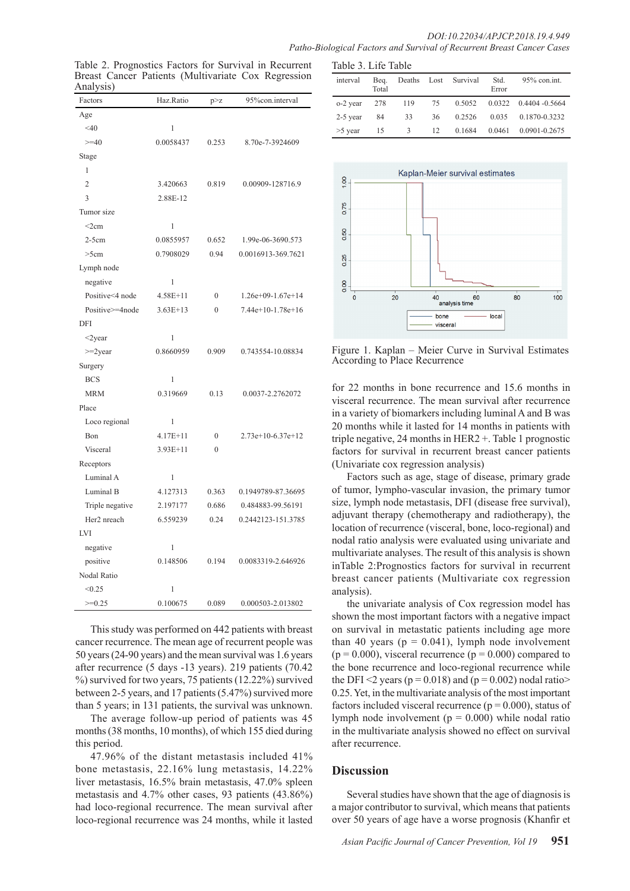Table 2. Prognostics Factors for Survival in Recurrent Breast Cancer Patients (Multivariate Cox Regression Analysis)

| Factors | Haz.Ratio | p>z | 95%con.interval |
|---|---|---|---|
| Age | | | |
| <40 | 1 | | |
| >=40 | 0.0058437 | 0.253 | 8.70e-7-3924609 |
| Stage | | | |
| 1 | | | |
| 2 | 3.420663 | 0.819 | 0.00909-128716.9 |
| 3 | 2.88E-12 | | |
| Tumor size | | | |
| <2cm | 1 | | |
| 2-5cm | 0.0855957 | 0.652 | 1.99e-06-3690.573 |
| >5cm | 0.7908029 | 0.94 | 0.0016913-369.7621 |
| Lymph node | | | |
| negative | 1 | | |
| Positive<4 node | 4.58E+11 | 0 | 1.26e+09-1.67e+14 |
| Positive>=4node | 3.63E+13 | 0 | 7.44e+10-1.78e+16 |
| DFI | | | |
| <2year | 1 | | |
| >=2year | 0.8660959 | 0.909 | 0.743554-10.08834 |
| Surgery | | | |
| BCS | 1 | | |
| MRM | 0.319669 | 0.13 | 0.0037-2.2762072 |
| Place | | | |
| Loco regional | 1 | | |
| Bon | 4.17E+11 | 0 | 2.73e+10-6.37e+12 |
| Visceral | 3.93E+11 | 0 | |
| Receptors | | | |
| Luminal A | 1 | | |
| Luminal B | 4.127313 | 0.363 | 0.1949789-87.36695 |
| Triple negative | 2.197177 | 0.686 | 0.484883-99.56191 |
| Her2 nreach | 6.559239 | 0.24 | 0.2442123-151.3785 |
| LVI | | | |
| negative | 1 | | |
| positive | 0.148506 | 0.194 | 0.0083319-2.646926 |
| Nodal Ratio | | | |
| <0.25 | 1 | | |
| >=0.25 | 0.100675 | 0.089 | 0.000503-2.013802 |

This study was performed on 442 patients with breast cancer recurrence. The mean age of recurrent people was 50 years (24-90 years) and the mean survival was 1.6 years after recurrence (5 days -13 years). 219 patients (70.42 %) survived for two years, 75 patients (12.22%) survived between 2-5 years, and 17 patients (5.47%) survived more than 5 years; in 131 patients, the survival was unknown.

The average follow-up period of patients was 45 months (38 months, 10 months), of which 155 died during this period.

47.96% of the distant metastasis included 41% bone metastasis, 22.16% lung metastasis, 14.22% liver metastasis, 16.5% brain metastasis, 47.0% spleen metastasis and 4.7% other cases, 93 patients (43.86%) had loco-regional recurrence. The mean survival after loco-regional recurrence was 24 months, while it lasted for 22 months in bone recurrence and 15.6 months in visceral recurrence. The mean survival after recurrence in a variety of biomarkers including luminal A and B was 20 months while it lasted for 14 months in patients with triple negative, 24 months in HER2 +. Table 1 prognostic factors for survival in recurrent breast cancer patients (Univariate cox regression analysis)

Table 3. Life Table

| interval | Beq. Total | Deaths | Lost | Survival | Std. Error | 95% con.int. |
|---|---|---|---|---|---|---|
| o-2 year | 278 | 119 | 75 | 0.5052 | 0.0322 | 0.4404 -0.5664 |
| 2-5 year | 84 | 33 | 36 | 0.2526 | 0.035 | 0.1870-0.3232 |
| >5 year | 15 | 3 | 12 | 0.1684 | 0.0461 | 0.0901-0.2675 |

Figure 1. Kaplan – Meier Curve in Survival Estimates According to Place Recurrence

Factors such as age, stage of disease, primary grade of tumor, lympho-vascular invasion, the primary tumor size, lymph node metastasis, DFI (disease free survival), adjuvant therapy (chemotherapy and radiotherapy), the location of recurrence (visceral, bone, loco-regional) and nodal ratio analysis were evaluated using univariate and multivariate analyses. The result of this analysis is shown inTable 2:Prognostics factors for survival in recurrent breast cancer patients (Multivariate cox regression analysis).

the univariate analysis of Cox regression model has shown the most important factors with a negative impact on survival in metastatic patients including age more than 40 years ($p = 0.041$), lymph node involvement ($p = 0.000$), visceral recurrence ($p = 0.000$) compared to the bone recurrence and loco-regional recurrence while the DFI <2 years ($p = 0.018$) and ($p = 0.002$) nodal ratio> 0.25. Yet, in the multivariate analysis of the most important factors included visceral recurrence ($p = 0.000$), status of lymph node involvement ($p = 0.000$) while nodal ratio in the multivariate analysis showed no effect on survival after recurrence.

## Discussion

Several studies have shown that the age of diagnosis is a major contributor to survival, which means that patients over 50 years of age have a worse prognosis (Khanfir et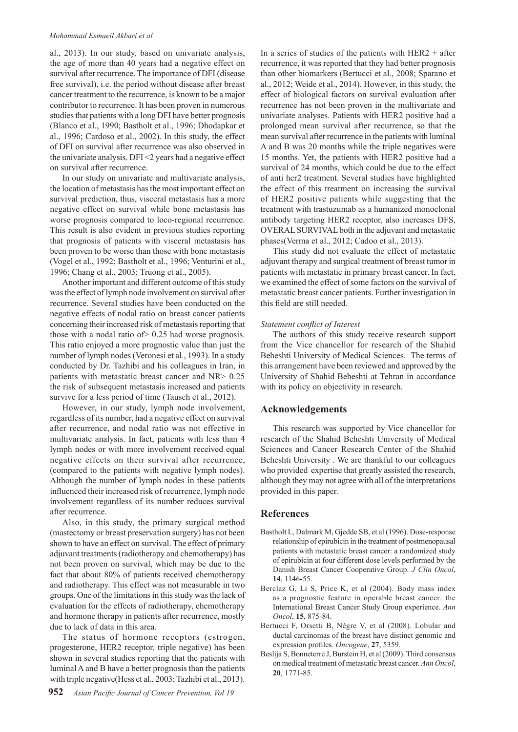al., 2013). In our study, based on univariate analysis, the age of more than 40 years had a negative effect on survival after recurrence. The importance of DFI (disease free survival), i.e. the period without disease after breast cancer treatment to the recurrence, is known to be a major contributor to recurrence. It has been proven in numerous studies that patients with a long DFI have better prognosis (Blanco et al., 1990; Bastholt et al., 1996; Dhodapkar et al., 1996; Cardoso et al., 2002). In this study, the effect of DFI on survival after recurrence was also observed in the univariate analysis. DFI <2 years had a negative effect on survival after recurrence.

In our study on univariate and multivariate analysis, the location of metastasis has the most important effect on survival prediction, thus, visceral metastasis has a more negative effect on survival while bone metastasis has worse prognosis compared to loco-regional recurrence. This result is also evident in previous studies reporting that prognosis of patients with visceral metastasis has been proven to be worse than those with bone metastasis (Vogel et al., 1992; Bastholt et al., 1996; Venturini et al., 1996; Chang et al., 2003; Truong et al., 2005).

Another important and different outcome of this study was the effect of lymph node involvement on survival after recurrence. Several studies have been conducted on the negative effects of nodal ratio on breast cancer patients concerning their increased risk of metastasis reporting that those with a nodal ratio of> 0.25 had worse prognosis. This ratio enjoyed a more prognostic value than just the number of lymph nodes (Veronesi et al., 1993). In a study conducted by Dr. Tazhibi and his colleagues in Iran, in patients with metastatic breast cancer and NR> 0.25 the risk of subsequent metastasis increased and patients survive for a less period of time (Tausch et al., 2012).

However, in our study, lymph node involvement, regardless of its number, had a negative effect on survival after recurrence, and nodal ratio was not effective in multivariate analysis. In fact, patients with less than 4 lymph nodes or with more involvement received equal negative effects on their survival after recurrence, (compared to the patients with negative lymph nodes). Although the number of lymph nodes in these patients influenced their increased risk of recurrence, lymph node involvement regardless of its number reduces survival after recurrence.

Also, in this study, the primary surgical method (mastectomy or breast preservation surgery) has not been shown to have an effect on survival. The effect of primary adjuvant treatments (radiotherapy and chemotherapy) has not been proven on survival, which may be due to the fact that about 80% of patients received chemotherapy and radiotherapy. This effect was not measurable in two groups. One of the limitations in this study was the lack of evaluation for the effects of radiotherapy, chemotherapy and hormone therapy in patients after recurrence, mostly due to lack of data in this area.

The status of hormone receptors (estrogen, progesterone, HER2 receptor, triple negative) has been shown in several studies reporting that the patients with luminal A and B have a better prognosis than the patients with triple negative(Hess et al., 2003; Tazhibi et al., 2013).

In a series of studies of the patients with HER2 + after recurrence, it was reported that they had better prognosis than other biomarkers (Bertucci et al., 2008; Sparano et al., 2012; Weide et al., 2014). However, in this study, the effect of biological factors on survival evaluation after recurrence has not been proven in the multivariate and univariate analyses. Patients with HER2 positive had a prolonged mean survival after recurrence, so that the mean survival after recurrence in the patients with luminal A and B was 20 months while the triple negatives were 15 months. Yet, the patients with HER2 positive had a survival of 24 months, which could be due to the effect of anti her2 treatment. Several studies have highlighted the effect of this treatment on increasing the survival of HER2 positive patients while suggesting that the treatment with trastuzumab as a humanized monoclonal antibody targeting HER2 receptor, also increases DFS, OVERAL SURVIVAL both in the adjuvant and metastatic phases(Verma et al., 2012; Cadoo et al., 2013).

This study did not evaluate the effect of metastatic adjuvant therapy and surgical treatment of breast tumor in patients with metastatic in primary breast cancer. In fact, we examined the effect of some factors on the survival of metastatic breast cancer patients. Further investigation in this field are still needed.

*Statement conflict of Interest*

The authors of this study receive research support from the Vice chancellor for research of the Shahid Beheshti University of Medical Sciences. The terms of this arrangement have been reviewed and approved by the University of Shahid Beheshti at Tehran in accordance with its policy on objectivity in research.

## Acknowledgements

This research was supported by Vice chancellor for research of the Shahid Beheshti University of Medical Sciences and Cancer Research Center of the Shahid Beheshti University . We are thankful to our colleagues who provided expertise that greatly assisted the research, although they may not agree with all of the interpretations provided in this paper.

## References

Bastholt L, Dalmark M, Gjedde SB, et al (1996). Dose-response relationship of epirubicin in the treatment of postmenopausal patients with metastatic breast cancer: a randomized study of epirubicin at four different dose levels performed by the Danish Breast Cancer Cooperative Group. *J Clin Oncol*, **14**, 1146-55.

Berclaz G, Li S, Price K, et al (2004). Body mass index as a prognostic feature in operable breast cancer: the International Breast Cancer Study Group experience. *Ann Oncol*, **15**, 875-84.

Bertucci F, Orsetti B, Nègre V, et al (2008). Lobular and ductal carcinomas of the breast have distinct genomic and expression profiles. *Oncogene*, **27**, 5359.

Beslija S, Bonneterre J, Burstein H, et al (2009). Third consensus on medical treatment of metastatic breast cancer. *Ann Oncol*, **20**, 1771-85.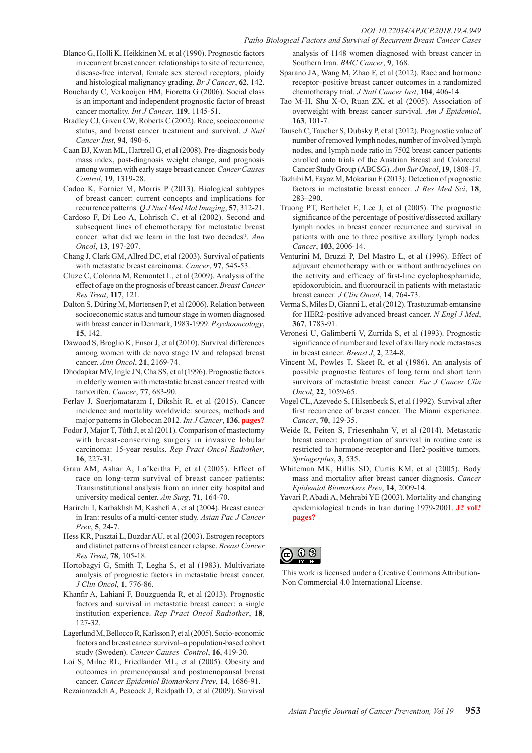Blanco G, Holli K, Heikkinen M, et al (1990). Prognostic factors in recurrent breast cancer: relationships to site of recurrence, disease-free interval, female sex steroid receptors, ploidy and histological malignancy grading. *Br J Cancer*, **62**, 142.

Bouchardy C, Verkooijen HM, Fioretta G (2006). Social class is an important and independent prognostic factor of breast cancer mortality. *Int J Cancer*, **119**, 1145-51.

Bradley CJ, Given CW, Roberts C (2002). Race, socioeconomic status, and breast cancer treatment and survival. *J Natl Cancer Inst*, **94**, 490-6.

Caan BJ, Kwan ML, Hartzell G, et al (2008). Pre-diagnosis body mass index, post-diagnosis weight change, and prognosis among women with early stage breast cancer. *Cancer Causes Control*, **19**, 1319-28.

Cadoo K, Fornier M, Morris P (2013). Biological subtypes of breast cancer: current concepts and implications for recurrence patterns. *Q J Nucl Med Mol Imaging*, **57**, 312-21.

Cardoso F, Di Leo A, Lohrisch C, et al (2002). Second and subsequent lines of chemotherapy for metastatic breast cancer: what did we learn in the last two decades?. *Ann Oncol*, **13**, 197-207.

Chang J, Clark GM, Allred DC, et al (2003). Survival of patients with metastatic breast carcinoma. *Cancer*, **97**, 545-53.

Cluze C, Colonna M, Remontet L, et al (2009). Analysis of the effect of age on the prognosis of breast cancer. *Breast Cancer Res Treat*, **117**, 121.

Dalton S, Düring M, Mortensen P, et al (2006). Relation between socioeconomic status and tumour stage in women diagnosed with breast cancer in Denmark, 1983-1999. *Psychooncology*, **15**, 142.

Dawood S, Broglio K, Ensor J, et al (2010). Survival differences among women with de novo stage IV and relapsed breast cancer. *Ann Oncol*, **21**, 2169-74.

Dhodapkar MV, Ingle JN, Cha SS, et al (1996). Prognostic factors in elderly women with metastatic breast cancer treated with tamoxifen. *Cancer*, **77**, 683-90.

Ferlay J, Soerjomataram I, Dikshit R, et al (2015). Cancer incidence and mortality worldwide: sources, methods and major patterns in Globocan 2012. *Int J Cancer*, **136**, **pages?**

Fodor J, Major T, Tóth J, et al (2011). Comparison of mastectomy with breast-conserving surgery in invasive lobular carcinoma: 15-year results. *Rep Pract Oncol Radiother*, **16**, 227-31.

Grau AM, Ashar A, La'keitha F, et al (2005). Effect of race on long-term survival of breast cancer patients: Transinstitutional analysis from an inner city hospital and university medical center. *Am Surg*, **71**, 164-70.

Harirchi I, Karbakhsh M, Kashefi A, et al (2004). Breast cancer in Iran: results of a multi-center study. *Asian Pac J Cancer Prev*, **5**, 24-7.

Hess KR, Pusztai L, Buzdar AU, et al (2003). Estrogen receptors and distinct patterns of breast cancer relapse. *Breast Cancer Res Treat*, **78**, 105-18.

Hortobagyi G, Smith T, Legha S, et al (1983). Multivariate analysis of prognostic factors in metastatic breast cancer. *J Clin Oncol,* **1**, 776-86.

Khanfir A, Lahiani F, Bouzguenda R, et al (2013). Prognostic factors and survival in metastatic breast cancer: a single institution experience. *Rep Pract Oncol Radiother*, **18**, 127-32.

Lagerlund M, Bellocco R, Karlsson P, et al (2005). Socio-economic factors and breast cancer survival–a population-based cohort study (Sweden). *Cancer Causes Control*, **16**, 419-30.

Loi S, Milne RL, Friedlander ML, et al (2005). Obesity and outcomes in premenopausal and postmenopausal breast cancer. *Cancer Epidemiol Biomarkers Prev*, **14**, 1686-91.

Rezaianzadeh A, Peacock J, Reidpath D, et al (2009). Survival analysis of 1148 women diagnosed with breast cancer in Southern Iran. *BMC Cancer*, **9**, 168.

Sparano JA, Wang M, Zhao F, et al (2012). Race and hormone receptor–positive breast cancer outcomes in a randomized chemotherapy trial. *J Natl Cancer Inst*, **104**, 406-14.

Tao M-H, Shu X-O, Ruan ZX, et al (2005). Association of overweight with breast cancer survival. *Am J Epidemiol*, **163**, 101-7.

Tausch C, Taucher S, Dubsky P, et al (2012). Prognostic value of number of removed lymph nodes, number of involved lymph nodes, and lymph node ratio in 7502 breast cancer patients enrolled onto trials of the Austrian Breast and Colorectal Cancer Study Group (ABCSG). *Ann Sur Oncol*, **19**, 1808-17.

Tazhibi M, Fayaz M, Mokarian F (2013). Detection of prognostic factors in metastatic breast cancer. *J Res Med Sci*, **18**, 283–290.

Truong PT, Berthelet E, Lee J, et al (2005). The prognostic significance of the percentage of positive/dissected axillary lymph nodes in breast cancer recurrence and survival in patients with one to three positive axillary lymph nodes. *Cancer*, **103**, 2006-14.

Venturini M, Bruzzi P, Del Mastro L, et al (1996). Effect of adjuvant chemotherapy with or without anthracyclines on the activity and efficacy of first-line cyclophosphamide, epidoxorubicin, and fluorouracil in patients with metastatic breast cancer. *J Clin Oncol*, **14**, 764-73.

Verma S, Miles D, Gianni L, et al (2012). Trastuzumab emtansine for HER2-positive advanced breast cancer. *N Engl J Med*, **367**, 1783-91.

Veronesi U, Galimberti V, Zurrida S, et al (1993). Prognostic significance of number and level of axillary node metastases in breast cancer. *Breast J*, **2**, 224-8.

Vincent M, Powles T, Skeet R, et al (1986). An analysis of possible prognostic features of long term and short term survivors of metastatic breast cancer. *Eur J Cancer Clin Oncol*, **22**, 1059-65.

Vogel CL, Azevedo S, Hilsenbeck S, et al (1992). Survival after first recurrence of breast cancer. The Miami experience. *Cancer*, **70**, 129-35.

Weide R, Feiten S, Friesenhahn V, et al (2014). Metastatic breast cancer: prolongation of survival in routine care is restricted to hormone-receptor-and Her2-positive tumors. *Springerplus*, **3**, 535.

Whiteman MK, Hillis SD, Curtis KM, et al (2005). Body mass and mortality after breast cancer diagnosis. *Cancer Epidemiol Biomarkers Prev*, **14**, 2009-14.

Yavari P, Abadi A, Mehrabi YE (2003). Mortality and changing epidemiological trends in Iran during 1979-2001. **J? vol? pages?**

This work is licensed under a Creative Commons Attribution-Non Commercial 4.0 International License.